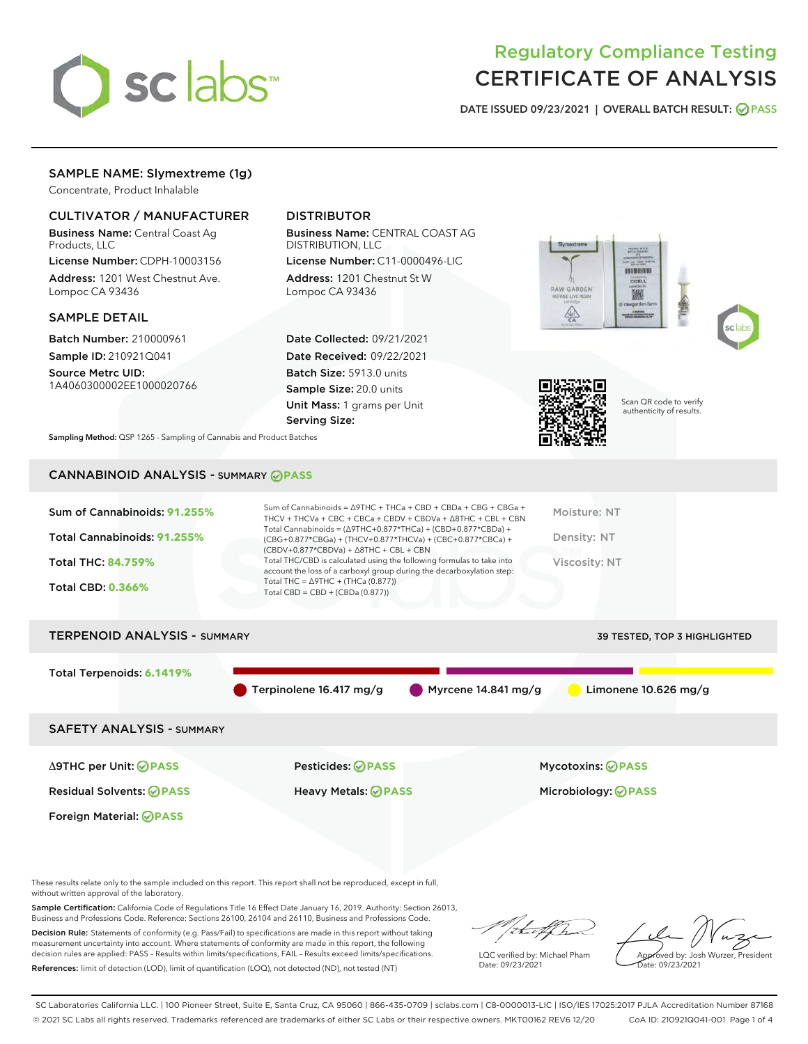# Regulatory Compliance Testing
# CERTIFICATE OF ANALYSIS

DATE ISSUED 09/23/2021 | OVERALL BATCH RESULT: PASS

## SAMPLE NAME: Slymextreme (1g)

Concentrate, Product Inhalable

### CULTIVATOR / MANUFACTURER

**Business Name:** Central Coast Ag Products, LLC
**License Number:** CDPH-10003156
**Address:** 1201 West Chestnut Ave. Lompoc CA 93436

### DISTRIBUTOR

**Business Name:** CENTRAL COAST AG DISTRIBUTION, LLC
**License Number:** C11-0000496-LIC
**Address:** 1201 Chestnut St W Lompoc CA 93436

### SAMPLE DETAIL

**Batch Number:** 210000961
**Sample ID:** 210921Q041
**Source Metrc UID:** 1A4060300002EE1000020766

**Date Collected:** 09/21/2021
**Date Received:** 09/22/2021
**Batch Size:** 5913.0 units
**Sample Size:** 20.0 units
**Unit Mass:** 1 grams per Unit
**Serving Size:**

Scan QR code to verify authenticity of results.

**Sampling Method:** QSP 1265 - Sampling of Cannabis and Product Batches

## CANNABINOID ANALYSIS - SUMMARY PASS

Sum of Cannabinoids: **91.255%**
Total Cannabinoids: **91.255%**
Total THC: **84.759%**
Total CBD: **0.366%**

Sum of Cannabinoids = Δ9THC + THCa + CBD + CBDa + CBG + CBGa + THCV + THCVa + CBC + CBCa + CBDV + CBDVa + Δ8THC + CBL + CBN
Total Cannabinoids = (Δ9THC+0.877*THCa) + (CBD+0.877*CBDa) + (CBG+0.877*CBGa) + (THCV+0.877*THCVa) + (CBC+0.877*CBCa) + (CBDV+0.877*CBDVa) + Δ8THC + CBL + CBN
Total THC/CBD is calculated using the following formulas to take into account the loss of a carboxyl group during the decarboxylation step:
Total THC = Δ9THC + (THCa (0.877))
Total CBD = CBD + (CBDa (0.877))

Moisture: NT
Density: NT
Viscosity: NT

## TERPENOID ANALYSIS - SUMMARY

39 TESTED, TOP 3 HIGHLIGHTED

Total Terpenoids: **6.1419%**

Terpinolene 16.417 mg/g
Myrcene 14.841 mg/g
Limonene 10.626 mg/g

## SAFETY ANALYSIS - SUMMARY

Δ9THC per Unit: PASS
Pesticides: PASS
Mycotoxins: PASS
Residual Solvents: PASS
Heavy Metals: PASS
Microbiology: PASS
Foreign Material: PASS

These results relate only to the sample included on this report. This report shall not be reproduced, except in full, without written approval of the laboratory.

**Sample Certification:** California Code of Regulations Title 16 Effect Date January 16, 2019. Authority: Section 26013, Business and Professions Code. Reference: Sections 26100, 26104 and 26110, Business and Professions Code.

**Decision Rule:** Statements of conformity (e.g. Pass/Fail) to specifications are made in this report without taking measurement uncertainty into account. Where statements of conformity are made in this report, the following decision rules are applied: PASS - Results within limits/specifications, FAIL - Results exceed limits/specifications.

**References:** limit of detection (LOD), limit of quantification (LOQ), not detected (ND), not tested (NT)

LQC verified by: Michael Pham
Date: 09/23/2021

Approved by: Josh Wurzer, President
Date: 09/23/2021

SC Laboratories California LLC. | 100 Pioneer Street, Suite E, Santa Cruz, CA 95060 | 866-435-0709 | sclabs.com | C8-0000013-LIC | ISO/IES 17025:2017 PJLA Accreditation Number 87168
© 2021 SC Labs all rights reserved. Trademarks referenced are trademarks of either SC Labs or their respective owners. MKT00162 REV6 12/20 CoA ID: 210921Q041-001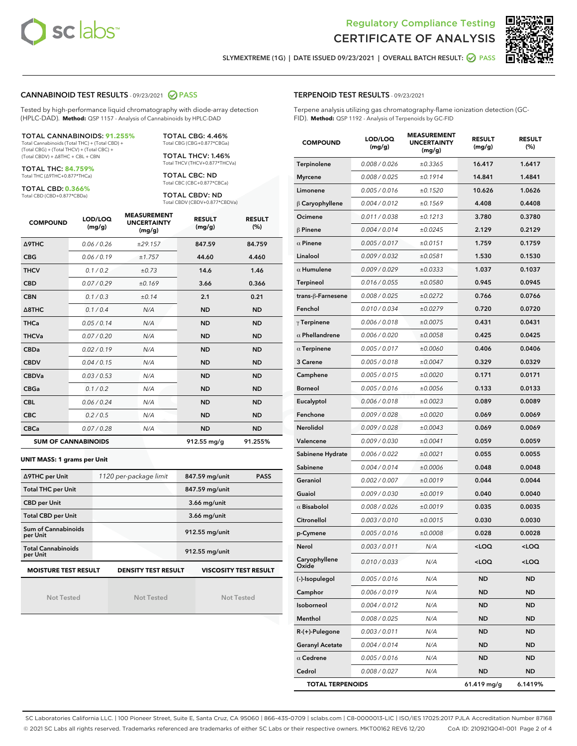# Regulatory Compliance Testing
# CERTIFICATE OF ANALYSIS

SLYMEXTREME (1G) | DATE ISSUED 09/23/2021 | OVERALL BATCH RESULT: PASS

## CANNABINOID TEST RESULTS - 09/23/2021 PASS

Tested by high-performance liquid chromatography with diode-array detection (HPLC-DAD). **Method:** QSP 1157 - Analysis of Cannabinoids by HPLC-DAD

**TOTAL CANNABINOIDS: 91.255%**
Total Cannabinoids (Total THC) + (Total CBD) + (Total CBG) + (Total THCV) + (Total CBC) + (Total CBDV) + Δ8THC + CBL + CBN

**TOTAL THC: 84.759%**
Total THC (Δ9THC+0.877*THCa)

**TOTAL CBD: 0.366%**
Total CBD (CBD+0.877*CBDa)

**TOTAL CBG: 4.46%**
Total CBG (CBG+0.877*CBGa)

**TOTAL THCV: 1.46%**
Total THCV (THCV+0.877*THCVa)

**TOTAL CBC: ND**
Total CBC (CBC+0.877*CBCa)

**TOTAL CBDV: ND**
Total CBDV (CBDV+0.877*CBDVa)

| COMPOUND | LOD/LOQ (mg/g) | MEASUREMENT UNCERTAINTY (mg/g) | RESULT (mg/g) | RESULT (%) |
|---|---|---|---|---|
| Δ9THC | 0.06 / 0.26 | ±29.157 | 847.59 | 84.759 |
| CBG | 0.06 / 0.19 | ±1.757 | 44.60 | 4.460 |
| THCV | 0.1 / 0.2 | ±0.73 | 14.6 | 1.46 |
| CBD | 0.07 / 0.29 | ±0.169 | 3.66 | 0.366 |
| CBN | 0.1 / 0.3 | ±0.14 | 2.1 | 0.21 |
| Δ8THC | 0.1 / 0.4 | N/A | ND | ND |
| THCa | 0.05 / 0.14 | N/A | ND | ND |
| THCVa | 0.07 / 0.20 | N/A | ND | ND |
| CBDa | 0.02 / 0.19 | N/A | ND | ND |
| CBDV | 0.04 / 0.15 | N/A | ND | ND |
| CBDVa | 0.03 / 0.53 | N/A | ND | ND |
| CBGa | 0.1 / 0.2 | N/A | ND | ND |
| CBL | 0.06 / 0.24 | N/A | ND | ND |
| CBC | 0.2 / 0.5 | N/A | ND | ND |
| CBCa | 0.07 / 0.28 | N/A | ND | ND |
| **SUM OF CANNABINOIDS** | | | 912.55 mg/g | 91.255% |

**UNIT MASS: 1 grams per Unit**

| | | | |
|---|---|---|---|
| Δ9THC per Unit | 1120 per-package limit | 847.59 mg/unit | PASS |
| Total THC per Unit | | 847.59 mg/unit | |
| CBD per Unit | | 3.66 mg/unit | |
| Total CBD per Unit | | 3.66 mg/unit | |
| Sum of Cannabinoids per Unit | | 912.55 mg/unit | |
| Total Cannabinoids per Unit | | 912.55 mg/unit | |

| MOISTURE TEST RESULT | DENSITY TEST RESULT | VISCOSITY TEST RESULT |
|---|---|---|
| Not Tested | Not Tested | Not Tested |

## TERPENOID TEST RESULTS - 09/23/2021

Terpene analysis utilizing gas chromatography-flame ionization detection (GC-FID). **Method:** QSP 1192 - Analysis of Terpenoids by GC-FID

| COMPOUND | LOD/LOQ (mg/g) | MEASUREMENT UNCERTAINTY (mg/g) | RESULT (mg/g) | RESULT (%) |
|---|---|---|---|---|
| Terpinolene | 0.008 / 0.026 | ±0.3365 | 16.417 | 1.6417 |
| Myrcene | 0.008 / 0.025 | ±0.1914 | 14.841 | 1.4841 |
| Limonene | 0.005 / 0.016 | ±0.1520 | 10.626 | 1.0626 |
| β Caryophyllene | 0.004 / 0.012 | ±0.1569 | 4.408 | 0.4408 |
| Ocimene | 0.011 / 0.038 | ±0.1213 | 3.780 | 0.3780 |
| β Pinene | 0.004 / 0.014 | ±0.0245 | 2.129 | 0.2129 |
| α Pinene | 0.005 / 0.017 | ±0.0151 | 1.759 | 0.1759 |
| Linalool | 0.009 / 0.032 | ±0.0581 | 1.530 | 0.1530 |
| α Humulene | 0.009 / 0.029 | ±0.0333 | 1.037 | 0.1037 |
| Terpineol | 0.016 / 0.055 | ±0.0580 | 0.945 | 0.0945 |
| trans-β-Farnesene | 0.008 / 0.025 | ±0.0272 | 0.766 | 0.0766 |
| Fenchol | 0.010 / 0.034 | ±0.0279 | 0.720 | 0.0720 |
| γ Terpinene | 0.006 / 0.018 | ±0.0075 | 0.431 | 0.0431 |
| α Phellandrene | 0.006 / 0.020 | ±0.0058 | 0.425 | 0.0425 |
| α Terpinene | 0.005 / 0.017 | ±0.0060 | 0.406 | 0.0406 |
| 3 Carene | 0.005 / 0.018 | ±0.0047 | 0.329 | 0.0329 |
| Camphene | 0.005 / 0.015 | ±0.0020 | 0.171 | 0.0171 |
| Borneol | 0.005 / 0.016 | ±0.0056 | 0.133 | 0.0133 |
| Eucalyptol | 0.006 / 0.018 | ±0.0023 | 0.089 | 0.0089 |
| Fenchone | 0.009 / 0.028 | ±0.0020 | 0.069 | 0.0069 |
| Nerolidol | 0.009 / 0.028 | ±0.0043 | 0.069 | 0.0069 |
| Valencene | 0.009 / 0.030 | ±0.0041 | 0.059 | 0.0059 |
| Sabinene Hydrate | 0.006 / 0.022 | ±0.0021 | 0.055 | 0.0055 |
| Sabinene | 0.004 / 0.014 | ±0.0006 | 0.048 | 0.0048 |
| Geraniol | 0.002 / 0.007 | ±0.0019 | 0.044 | 0.0044 |
| Guaiol | 0.009 / 0.030 | ±0.0019 | 0.040 | 0.0040 |
| α Bisabolol | 0.008 / 0.026 | ±0.0019 | 0.035 | 0.0035 |
| Citronellol | 0.003 / 0.010 | ±0.0015 | 0.030 | 0.0030 |
| p-Cymene | 0.005 / 0.016 | ±0.0008 | 0.028 | 0.0028 |
| Nerol | 0.003 / 0.011 | N/A | <LOQ | <LOQ |
| Caryophyllene Oxide | 0.010 / 0.033 | N/A | <LOQ | <LOQ |
| (-)-Isopulegol | 0.005 / 0.016 | N/A | ND | ND |
| Camphor | 0.006 / 0.019 | N/A | ND | ND |
| Isoborneol | 0.004 / 0.012 | N/A | ND | ND |
| Menthol | 0.008 / 0.025 | N/A | ND | ND |
| R-(+)-Pulegone | 0.003 / 0.011 | N/A | ND | ND |
| Geranyl Acetate | 0.004 / 0.014 | N/A | ND | ND |
| α Cedrene | 0.005 / 0.016 | N/A | ND | ND |
| Cedrol | 0.008 / 0.027 | N/A | ND | ND |
| **TOTAL TERPENOIDS** | | | 61.419 mg/g | 6.1419% |

SC Laboratories California LLC. | 100 Pioneer Street, Suite E, Santa Cruz, CA 95060 | 866-435-0709 | sclabs.com | C8-0000013-LIC | ISO/IES 17025:2017 PJLA Accreditation Number 87168
© 2021 SC Labs all rights reserved. Trademarks referenced are trademarks of either SC Labs or their respective owners. MKT00162 REV6 12/20 CoA ID: 210921Q041-001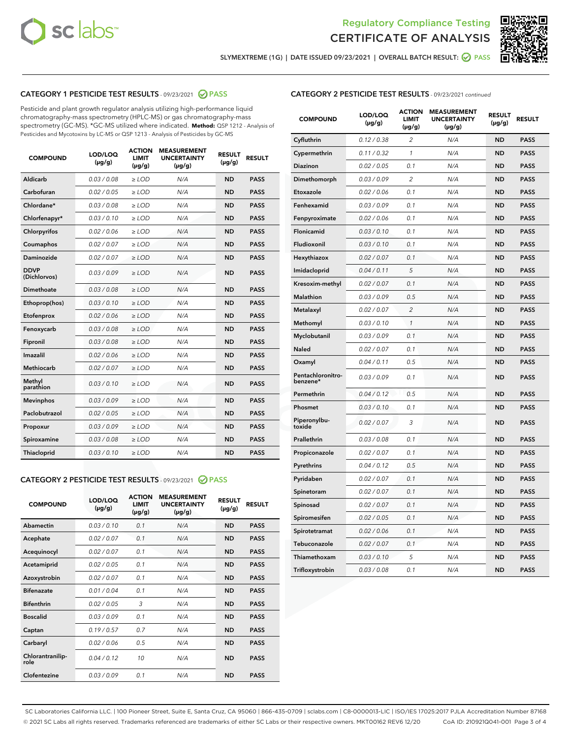Regulatory Compliance Testing
CERTIFICATE OF ANALYSIS

SLYMEXTREME (1G) | DATE ISSUED 09/23/2021 | OVERALL BATCH RESULT: PASS

## CATEGORY 1 PESTICIDE TEST RESULTS - 09/23/2021 PASS

Pesticide and plant growth regulator analysis utilizing high-performance liquid chromatography-mass spectrometry (HPLC-MS) or gas chromatography-mass spectrometry (GC-MS). *GC-MS utilized where indicated. **Method:** QSP 1212 - Analysis of Pesticides and Mycotoxins by LC-MS or QSP 1213 - Analysis of Pesticides by GC-MS

| COMPOUND | LOD/LOQ (µg/g) | ACTION LIMIT (µg/g) | MEASUREMENT UNCERTAINTY (µg/g) | RESULT (µg/g) | RESULT |
|---|---|---|---|---|---|
| Aldicarb | 0.03 / 0.08 | ≥ LOD | N/A | ND | PASS |
| Carbofuran | 0.02 / 0.05 | ≥ LOD | N/A | ND | PASS |
| Chlordane* | 0.03 / 0.08 | ≥ LOD | N/A | ND | PASS |
| Chlorfenapyr* | 0.03 / 0.10 | ≥ LOD | N/A | ND | PASS |
| Chlorpyrifos | 0.02 / 0.06 | ≥ LOD | N/A | ND | PASS |
| Coumaphos | 0.02 / 0.07 | ≥ LOD | N/A | ND | PASS |
| Daminozide | 0.02 / 0.07 | ≥ LOD | N/A | ND | PASS |
| DDVP (Dichlorvos) | 0.03 / 0.09 | ≥ LOD | N/A | ND | PASS |
| Dimethoate | 0.03 / 0.08 | ≥ LOD | N/A | ND | PASS |
| Ethoprop(hos) | 0.03 / 0.10 | ≥ LOD | N/A | ND | PASS |
| Etofenprox | 0.02 / 0.06 | ≥ LOD | N/A | ND | PASS |
| Fenoxycarb | 0.03 / 0.08 | ≥ LOD | N/A | ND | PASS |
| Fipronil | 0.03 / 0.08 | ≥ LOD | N/A | ND | PASS |
| Imazalil | 0.02 / 0.06 | ≥ LOD | N/A | ND | PASS |
| Methiocarb | 0.02 / 0.07 | ≥ LOD | N/A | ND | PASS |
| Methyl parathion | 0.03 / 0.10 | ≥ LOD | N/A | ND | PASS |
| Mevinphos | 0.03 / 0.09 | ≥ LOD | N/A | ND | PASS |
| Paclobutrazol | 0.02 / 0.05 | ≥ LOD | N/A | ND | PASS |
| Propoxur | 0.03 / 0.09 | ≥ LOD | N/A | ND | PASS |
| Spiroxamine | 0.03 / 0.08 | ≥ LOD | N/A | ND | PASS |
| Thiacloprid | 0.03 / 0.10 | ≥ LOD | N/A | ND | PASS |

## CATEGORY 2 PESTICIDE TEST RESULTS - 09/23/2021 PASS

| COMPOUND | LOD/LOQ (µg/g) | ACTION LIMIT (µg/g) | MEASUREMENT UNCERTAINTY (µg/g) | RESULT (µg/g) | RESULT |
|---|---|---|---|---|---|
| Abamectin | 0.03 / 0.10 | 0.1 | N/A | ND | PASS |
| Acephate | 0.02 / 0.07 | 0.1 | N/A | ND | PASS |
| Acequinocyl | 0.02 / 0.07 | 0.1 | N/A | ND | PASS |
| Acetamiprid | 0.02 / 0.05 | 0.1 | N/A | ND | PASS |
| Azoxystrobin | 0.02 / 0.07 | 0.1 | N/A | ND | PASS |
| Bifenazate | 0.01 / 0.04 | 0.1 | N/A | ND | PASS |
| Bifenthrin | 0.02 / 0.05 | 3 | N/A | ND | PASS |
| Boscalid | 0.03 / 0.09 | 0.1 | N/A | ND | PASS |
| Captan | 0.19 / 0.57 | 0.7 | N/A | ND | PASS |
| Carbaryl | 0.02 / 0.06 | 0.5 | N/A | ND | PASS |
| Chlorantraniliprole | 0.04 / 0.12 | 10 | N/A | ND | PASS |
| Clofentezine | 0.03 / 0.09 | 0.1 | N/A | ND | PASS |
| Cyfluthrin | 0.12 / 0.38 | 2 | N/A | ND | PASS |
| Cypermethrin | 0.11 / 0.32 | 1 | N/A | ND | PASS |
| Diazinon | 0.02 / 0.05 | 0.1 | N/A | ND | PASS |
| Dimethomorph | 0.03 / 0.09 | 2 | N/A | ND | PASS |
| Etoxazole | 0.02 / 0.06 | 0.1 | N/A | ND | PASS |
| Fenhexamid | 0.03 / 0.09 | 0.1 | N/A | ND | PASS |
| Fenpyroximate | 0.02 / 0.06 | 0.1 | N/A | ND | PASS |
| Flonicamid | 0.03 / 0.10 | 0.1 | N/A | ND | PASS |
| Fludioxonil | 0.03 / 0.10 | 0.1 | N/A | ND | PASS |
| Hexythiazox | 0.02 / 0.07 | 0.1 | N/A | ND | PASS |
| Imidacloprid | 0.04 / 0.11 | 5 | N/A | ND | PASS |
| Kresoxim-methyl | 0.02 / 0.07 | 0.1 | N/A | ND | PASS |
| Malathion | 0.03 / 0.09 | 0.5 | N/A | ND | PASS |
| Metalaxyl | 0.02 / 0.07 | 2 | N/A | ND | PASS |
| Methomyl | 0.03 / 0.10 | 1 | N/A | ND | PASS |
| Myclobutanil | 0.03 / 0.09 | 0.1 | N/A | ND | PASS |
| Naled | 0.02 / 0.07 | 0.1 | N/A | ND | PASS |
| Oxamyl | 0.04 / 0.11 | 0.5 | N/A | ND | PASS |
| Pentachloronitrobenzene* | 0.03 / 0.09 | 0.1 | N/A | ND | PASS |
| Permethrin | 0.04 / 0.12 | 0.5 | N/A | ND | PASS |
| Phosmet | 0.03 / 0.10 | 0.1 | N/A | ND | PASS |
| Piperonylbutoxide | 0.02 / 0.07 | 3 | N/A | ND | PASS |
| Prallethrin | 0.03 / 0.08 | 0.1 | N/A | ND | PASS |
| Propiconazole | 0.02 / 0.07 | 0.1 | N/A | ND | PASS |
| Pyrethrins | 0.04 / 0.12 | 0.5 | N/A | ND | PASS |
| Pyridaben | 0.02 / 0.07 | 0.1 | N/A | ND | PASS |
| Spinetoram | 0.02 / 0.07 | 0.1 | N/A | ND | PASS |
| Spinosad | 0.02 / 0.07 | 0.1 | N/A | ND | PASS |
| Spiromesifen | 0.02 / 0.05 | 0.1 | N/A | ND | PASS |
| Spirotetramat | 0.02 / 0.06 | 0.1 | N/A | ND | PASS |
| Tebuconazole | 0.02 / 0.07 | 0.1 | N/A | ND | PASS |
| Thiamethoxam | 0.03 / 0.10 | 5 | N/A | ND | PASS |
| Trifloxystrobin | 0.03 / 0.08 | 0.1 | N/A | ND | PASS |

SC Laboratories California LLC. | 100 Pioneer Street, Suite E, Santa Cruz, CA 95060 | 866-435-0709 | sclabs.com | C8-0000013-LIC | ISO/IES 17025:2017 PJLA Accreditation Number 87168
© 2021 SC Labs all rights reserved. Trademarks referenced are trademarks of either SC Labs or their respective owners. MKT00162 REV6 12/20 CoA ID: 210921Q041-001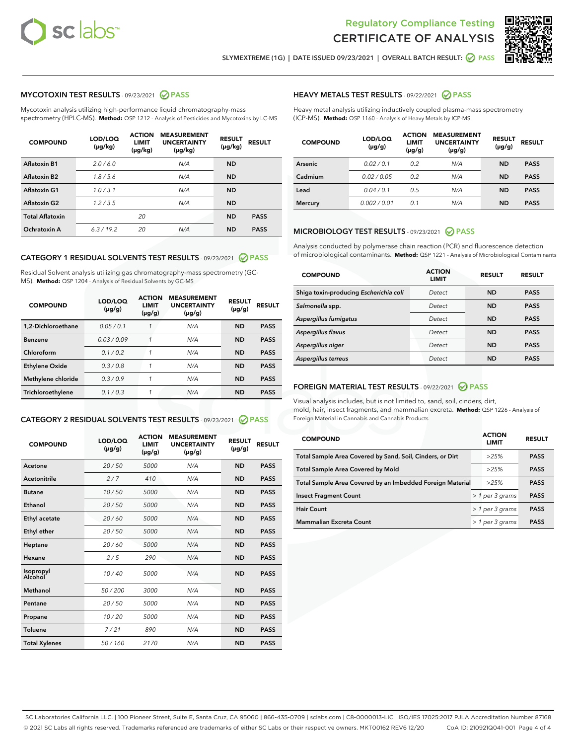Regulatory Compliance Testing
CERTIFICATE OF ANALYSIS

SLYMEXTREME (1G) | DATE ISSUED 09/23/2021 | OVERALL BATCH RESULT: PASS

## MYCOTOXIN TEST RESULTS - 09/23/2021 PASS

Mycotoxin analysis utilizing high-performance liquid chromatography-mass spectrometry (HPLC-MS). **Method:** QSP 1212 - Analysis of Pesticides and Mycotoxins by LC-MS

| COMPOUND | LOD/LOQ (µg/kg) | ACTION LIMIT (µg/kg) | MEASUREMENT UNCERTAINTY (µg/kg) | RESULT (µg/kg) | RESULT |
|---|---|---|---|---|---|
| Aflatoxin B1 | 2.0 / 6.0 | | N/A | ND | |
| Aflatoxin B2 | 1.8 / 5.6 | | N/A | ND | |
| Aflatoxin G1 | 1.0 / 3.1 | | N/A | ND | |
| Aflatoxin G2 | 1.2 / 3.5 | | N/A | ND | |
| Total Aflatoxin | | 20 | | ND | PASS |
| Ochratoxin A | 6.3 / 19.2 | 20 | N/A | ND | PASS |

## CATEGORY 1 RESIDUAL SOLVENTS TEST RESULTS - 09/23/2021 PASS

Residual Solvent analysis utilizing gas chromatography-mass spectrometry (GC-MS). **Method:** QSP 1204 - Analysis of Residual Solvents by GC-MS

| COMPOUND | LOD/LOQ (µg/g) | ACTION LIMIT (µg/g) | MEASUREMENT UNCERTAINTY (µg/g) | RESULT (µg/g) | RESULT |
|---|---|---|---|---|---|
| 1,2-Dichloroethane | 0.05 / 0.1 | 1 | N/A | ND | PASS |
| Benzene | 0.03 / 0.09 | 1 | N/A | ND | PASS |
| Chloroform | 0.1 / 0.2 | 1 | N/A | ND | PASS |
| Ethylene Oxide | 0.3 / 0.8 | 1 | N/A | ND | PASS |
| Methylene chloride | 0.3 / 0.9 | 1 | N/A | ND | PASS |
| Trichloroethylene | 0.1 / 0.3 | 1 | N/A | ND | PASS |

## CATEGORY 2 RESIDUAL SOLVENTS TEST RESULTS - 09/23/2021 PASS

| COMPOUND | LOD/LOQ (µg/g) | ACTION LIMIT (µg/g) | MEASUREMENT UNCERTAINTY (µg/g) | RESULT (µg/g) | RESULT |
|---|---|---|---|---|---|
| Acetone | 20 / 50 | 5000 | N/A | ND | PASS |
| Acetonitrile | 2 / 7 | 410 | N/A | ND | PASS |
| Butane | 10 / 50 | 5000 | N/A | ND | PASS |
| Ethanol | 20 / 50 | 5000 | N/A | ND | PASS |
| Ethyl acetate | 20 / 60 | 5000 | N/A | ND | PASS |
| Ethyl ether | 20 / 50 | 5000 | N/A | ND | PASS |
| Heptane | 20 / 60 | 5000 | N/A | ND | PASS |
| Hexane | 2 / 5 | 290 | N/A | ND | PASS |
| Isopropyl Alcohol | 10 / 40 | 5000 | N/A | ND | PASS |
| Methanol | 50 / 200 | 3000 | N/A | ND | PASS |
| Pentane | 20 / 50 | 5000 | N/A | ND | PASS |
| Propane | 10 / 20 | 5000 | N/A | ND | PASS |
| Toluene | 7 / 21 | 890 | N/A | ND | PASS |
| Total Xylenes | 50 / 160 | 2170 | N/A | ND | PASS |

## HEAVY METALS TEST RESULTS - 09/22/2021 PASS

Heavy metal analysis utilizing inductively coupled plasma-mass spectrometry (ICP-MS). **Method:** QSP 1160 - Analysis of Heavy Metals by ICP-MS

| COMPOUND | LOD/LOQ (µg/g) | ACTION LIMIT (µg/g) | MEASUREMENT UNCERTAINTY (µg/g) | RESULT (µg/g) | RESULT |
|---|---|---|---|---|---|
| Arsenic | 0.02 / 0.1 | 0.2 | N/A | ND | PASS |
| Cadmium | 0.02 / 0.05 | 0.2 | N/A | ND | PASS |
| Lead | 0.04 / 0.1 | 0.5 | N/A | ND | PASS |
| Mercury | 0.002 / 0.01 | 0.1 | N/A | ND | PASS |

## MICROBIOLOGY TEST RESULTS - 09/23/2021 PASS

Analysis conducted by polymerase chain reaction (PCR) and fluorescence detection of microbiological contaminants. **Method:** QSP 1221 - Analysis of Microbiological Contaminants

| COMPOUND | ACTION LIMIT | RESULT | RESULT |
|---|---|---|---|
| Shiga toxin-producing *Escherichia coli* | Detect | ND | PASS |
| *Salmonella* spp. | Detect | ND | PASS |
| *Aspergillus fumigatus* | Detect | ND | PASS |
| *Aspergillus flavus* | Detect | ND | PASS |
| *Aspergillus niger* | Detect | ND | PASS |
| *Aspergillus terreus* | Detect | ND | PASS |

## FOREIGN MATERIAL TEST RESULTS - 09/22/2021 PASS

Visual analysis includes, but is not limited to, sand, soil, cinders, dirt, mold, hair, insect fragments, and mammalian excreta. **Method:** QSP 1226 - Analysis of Foreign Material in Cannabis and Cannabis Products

| COMPOUND | ACTION LIMIT | RESULT |
|---|---|---|
| Total Sample Area Covered by Sand, Soil, Cinders, or Dirt | >25% | PASS |
| Total Sample Area Covered by Mold | >25% | PASS |
| Total Sample Area Covered by an Imbedded Foreign Material | >25% | PASS |
| Insect Fragment Count | > 1 per 3 grams | PASS |
| Hair Count | > 1 per 3 grams | PASS |
| Mammalian Excreta Count | > 1 per 3 grams | PASS |

SC Laboratories California LLC. | 100 Pioneer Street, Suite E, Santa Cruz, CA 95060 | 866-435-0709 | sclabs.com | C8-0000013-LIC | ISO/IES 17025:2017 PJLA Accreditation Number 87168
© 2021 SC Labs all rights reserved. Trademarks referenced are trademarks of either SC Labs or their respective owners. MKT00162 REV6 12/20 CoA ID: 210921Q041-001